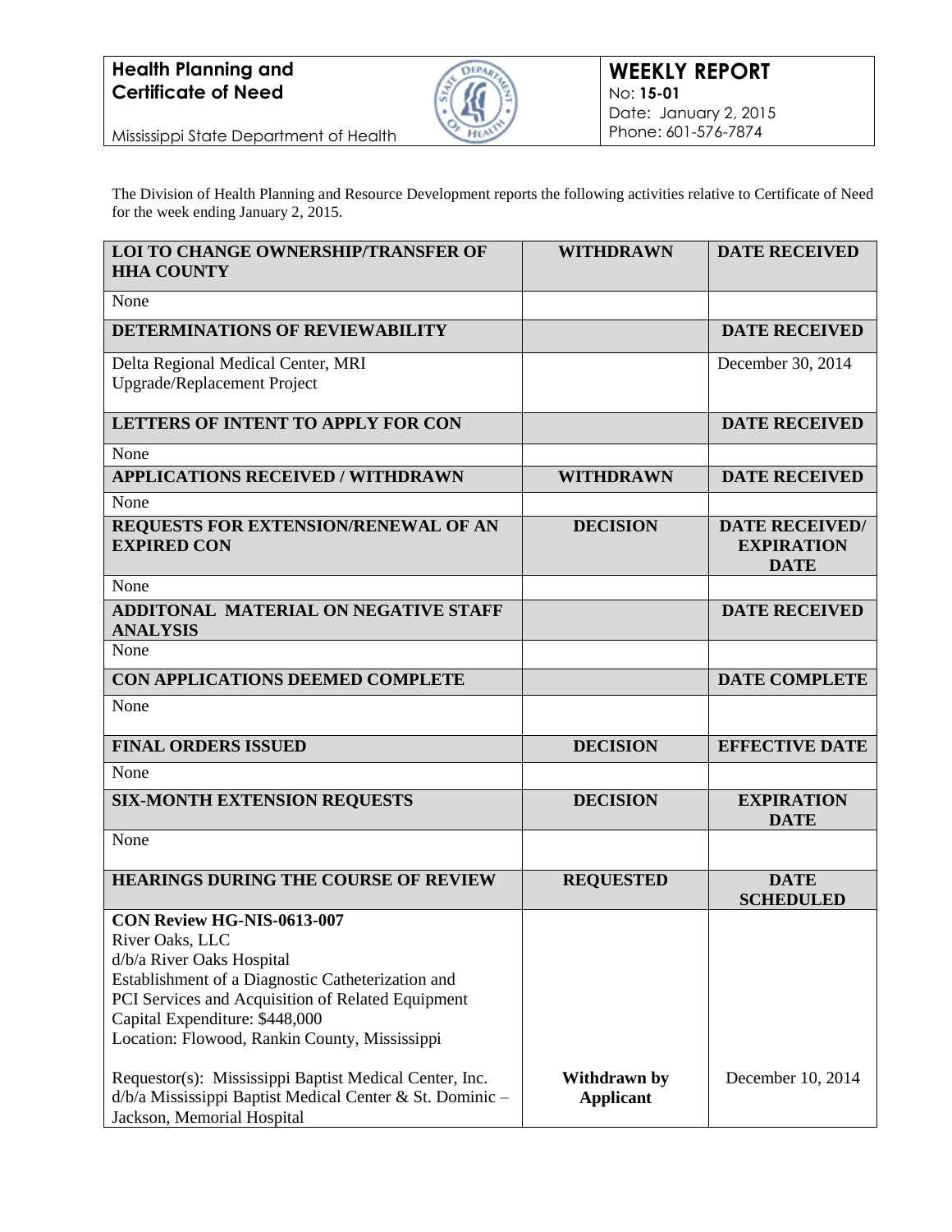**Health Planning and Certificate of Need**

Mississippi State Department of Health

**WEEKLY REPORT**
No: **15-01**
Date: January 2, 2015
Phone: 601-576-7874

The Division of Health Planning and Resource Development reports the following activities relative to Certificate of Need for the week ending January 2, 2015.

| **LOI TO CHANGE OWNERSHIP/TRANSFER OF HHA COUNTY** | **WITHDRAWN** | **DATE RECEIVED** |
|---|---|---|
| None | | |
| **DETERMINATIONS OF REVIEWABILITY** | | **DATE RECEIVED** |
| Delta Regional Medical Center, MRI Upgrade/Replacement Project | | December 30, 2014 |
| **LETTERS OF INTENT TO APPLY FOR CON** | | **DATE RECEIVED** |
| None | | |
| **APPLICATIONS RECEIVED / WITHDRAWN** | **WITHDRAWN** | **DATE RECEIVED** |
| None | | |
| **REQUESTS FOR EXTENSION/RENEWAL OF AN EXPIRED CON** | **DECISION** | **DATE RECEIVED/ EXPIRATION DATE** |
| None | | |
| **ADDITONAL MATERIAL ON NEGATIVE STAFF ANALYSIS** | | **DATE RECEIVED** |
| None | | |
| **CON APPLICATIONS DEEMED COMPLETE** | | **DATE COMPLETE** |
| None | | |
| **FINAL ORDERS ISSUED** | **DECISION** | **EFFECTIVE DATE** |
| None | | |
| **SIX-MONTH EXTENSION REQUESTS** | **DECISION** | **EXPIRATION DATE** |
| None | | |
| **HEARINGS DURING THE COURSE OF REVIEW** | **REQUESTED** | **DATE SCHEDULED** |
| **CON Review HG-NIS-0613-007**<br>River Oaks, LLC<br>d/b/a River Oaks Hospital<br>Establishment of a Diagnostic Catheterization and PCI Services and Acquisition of Related Equipment<br>Capital Expenditure: $448,000<br>Location: Flowood, Rankin County, Mississippi<br><br>Requestor(s): Mississippi Baptist Medical Center, Inc. d/b/a Mississippi Baptist Medical Center & St. Dominic – Jackson, Memorial Hospital | **Withdrawn by Applicant** | December 10, 2014 |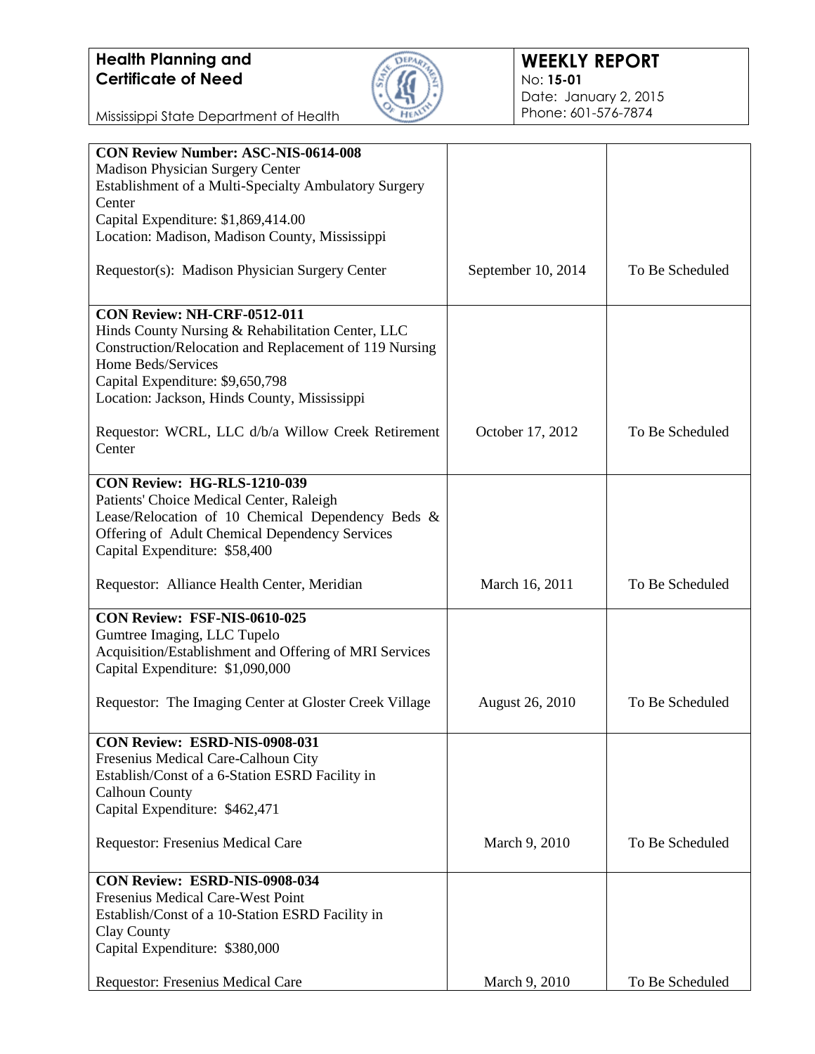**Health Planning and Certificate of Need**

Mississippi State Department of Health

**WEEKLY REPORT**
No: **15-01**
Date: January 2, 2015
Phone: 601-576-7874

| | | |
|---|---|---|
| **CON Review Number: ASC-NIS-0614-008**<br>Madison Physician Surgery Center<br>Establishment of a Multi-Specialty Ambulatory Surgery Center<br>Capital Expenditure: $1,869,414.00<br>Location: Madison, Madison County, Mississippi<br><br>Requestor(s): Madison Physician Surgery Center | September 10, 2014 | To Be Scheduled |
| **CON Review: NH-CRF-0512-011**<br>Hinds County Nursing & Rehabilitation Center, LLC<br>Construction/Relocation and Replacement of 119 Nursing Home Beds/Services<br>Capital Expenditure: $9,650,798<br>Location: Jackson, Hinds County, Mississippi<br><br>Requestor: WCRL, LLC d/b/a Willow Creek Retirement Center | October 17, 2012 | To Be Scheduled |
| **CON Review: HG-RLS-1210-039**<br>Patients' Choice Medical Center, Raleigh<br>Lease/Relocation of 10 Chemical Dependency Beds & Offering of Adult Chemical Dependency Services<br>Capital Expenditure: $58,400<br><br>Requestor: Alliance Health Center, Meridian | March 16, 2011 | To Be Scheduled |
| **CON Review: FSF-NIS-0610-025**<br>Gumtree Imaging, LLC Tupelo<br>Acquisition/Establishment and Offering of MRI Services<br>Capital Expenditure: $1,090,000<br><br>Requestor: The Imaging Center at Gloster Creek Village | August 26, 2010 | To Be Scheduled |
| **CON Review: ESRD-NIS-0908-031**<br>Fresenius Medical Care-Calhoun City<br>Establish/Const of a 6-Station ESRD Facility in Calhoun County<br>Capital Expenditure: $462,471<br><br>Requestor: Fresenius Medical Care | March 9, 2010 | To Be Scheduled |
| **CON Review: ESRD-NIS-0908-034**<br>Fresenius Medical Care-West Point<br>Establish/Const of a 10-Station ESRD Facility in Clay County<br>Capital Expenditure: $380,000<br><br>Requestor: Fresenius Medical Care | March 9, 2010 | To Be Scheduled |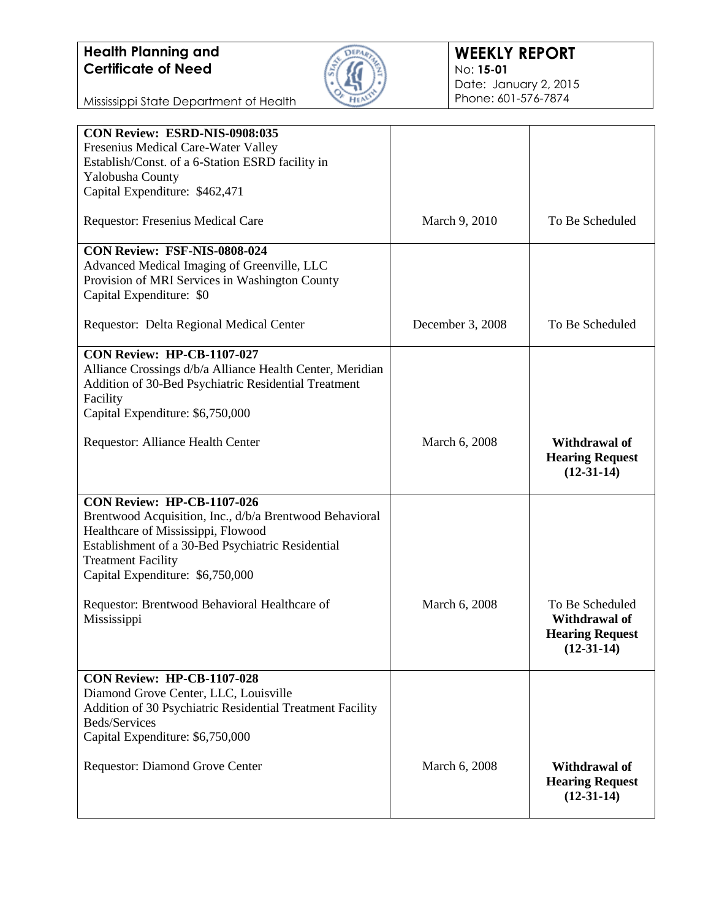**Health Planning and Certificate of Need**

Mississippi State Department of Health

**WEEKLY REPORT**
No: **15-01**
Date: January 2, 2015
Phone: 601-576-7874

| | | |
|---|---|---|
| **CON Review: ESRD-NIS-0908:035**<br>Fresenius Medical Care-Water Valley<br>Establish/Const. of a 6-Station ESRD facility in Yalobusha County<br>Capital Expenditure: $462,471<br><br>Requestor: Fresenius Medical Care | March 9, 2010 | To Be Scheduled |
| **CON Review: FSF-NIS-0808-024**<br>Advanced Medical Imaging of Greenville, LLC<br>Provision of MRI Services in Washington County<br>Capital Expenditure: $0<br><br>Requestor: Delta Regional Medical Center | December 3, 2008 | To Be Scheduled |
| **CON Review: HP-CB-1107-027**<br>Alliance Crossings d/b/a Alliance Health Center, Meridian<br>Addition of 30-Bed Psychiatric Residential Treatment Facility<br>Capital Expenditure: $6,750,000<br><br>Requestor: Alliance Health Center | March 6, 2008 | **Withdrawal of Hearing Request (12-31-14)** |
| **CON Review: HP-CB-1107-026**<br>Brentwood Acquisition, Inc., d/b/a Brentwood Behavioral Healthcare of Mississippi, Flowood<br>Establishment of a 30-Bed Psychiatric Residential Treatment Facility<br>Capital Expenditure: $6,750,000<br><br>Requestor: Brentwood Behavioral Healthcare of Mississippi | March 6, 2008 | To Be Scheduled **Withdrawal of Hearing Request (12-31-14)** |
| **CON Review: HP-CB-1107-028**<br>Diamond Grove Center, LLC, Louisville<br>Addition of 30 Psychiatric Residential Treatment Facility Beds/Services<br>Capital Expenditure: $6,750,000<br><br>Requestor: Diamond Grove Center | March 6, 2008 | **Withdrawal of Hearing Request (12-31-14)** |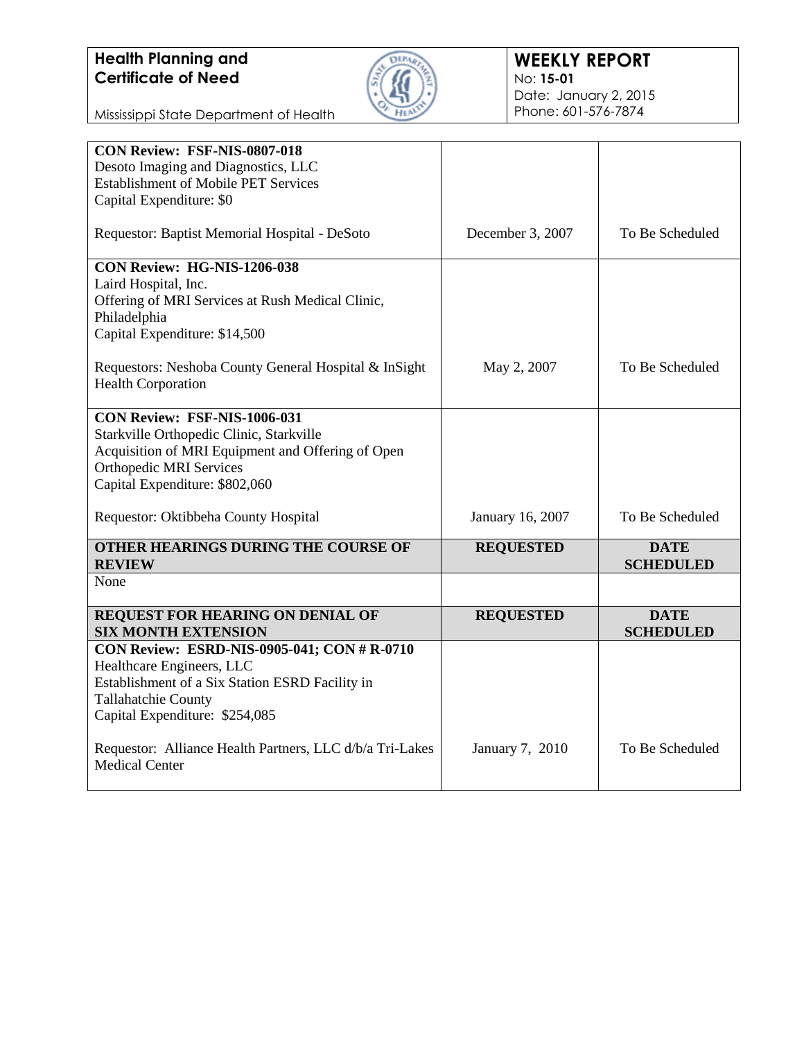**Health Planning and Certificate of Need**

Mississippi State Department of Health

**WEEKLY REPORT**
No: **15-01**
Date: January 2, 2015
Phone: 601-576-7874

| | | |
|---|---|---|
| **CON Review: FSF-NIS-0807-018**<br>Desoto Imaging and Diagnostics, LLC<br>Establishment of Mobile PET Services<br>Capital Expenditure: $0<br><br>Requestor: Baptist Memorial Hospital - DeSoto | December 3, 2007 | To Be Scheduled |
| **CON Review: HG-NIS-1206-038**<br>Laird Hospital, Inc.<br>Offering of MRI Services at Rush Medical Clinic, Philadelphia<br>Capital Expenditure: $14,500<br><br>Requestors: Neshoba County General Hospital & InSight Health Corporation | May 2, 2007 | To Be Scheduled |
| **CON Review: FSF-NIS-1006-031**<br>Starkville Orthopedic Clinic, Starkville<br>Acquisition of MRI Equipment and Offering of Open Orthopedic MRI Services<br>Capital Expenditure: $802,060<br><br>Requestor: Oktibbeha County Hospital | January 16, 2007 | To Be Scheduled |
| **OTHER HEARINGS DURING THE COURSE OF REVIEW** | **REQUESTED** | **DATE SCHEDULED** |
| None | | |
| **REQUEST FOR HEARING ON DENIAL OF SIX MONTH EXTENSION** | **REQUESTED** | **DATE SCHEDULED** |
| **CON Review: ESRD-NIS-0905-041; CON # R-0710**<br>Healthcare Engineers, LLC<br>Establishment of a Six Station ESRD Facility in Tallahatchie County<br>Capital Expenditure: $254,085<br><br>Requestor: Alliance Health Partners, LLC d/b/a Tri-Lakes Medical Center | January 7, 2010 | To Be Scheduled |